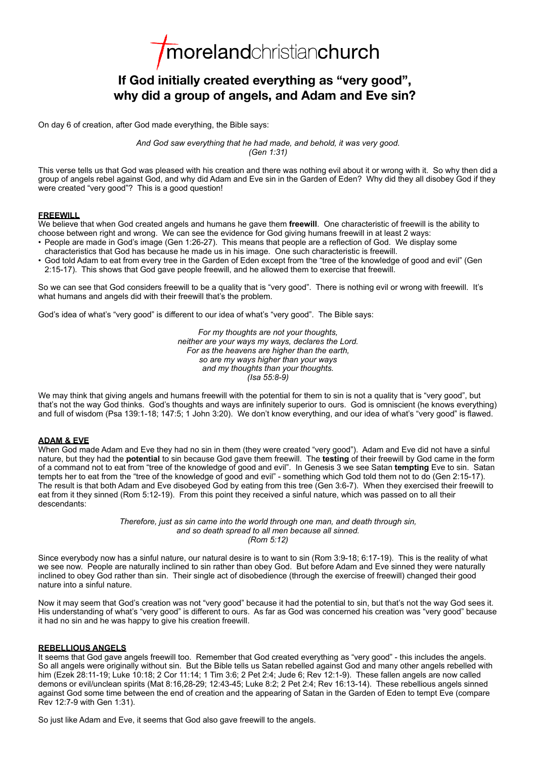morelandchristianchurch

# If God initially created everything as "very good", why did a group of angels, and Adam and Eve sin?

On day 6 of creation, after God made everything, the Bible says:

*And God saw everything that he had made, and behold, it was very good.*
*(Gen 1:31)*

This verse tells us that God was pleased with his creation and there was nothing evil about it or wrong with it. So why then did a group of angels rebel against God, and why did Adam and Eve sin in the Garden of Eden? Why did they all disobey God if they were created "very good"? This is a good question!

## FREEWILL

We believe that when God created angels and humans he gave them **freewill**. One characteristic of freewill is the ability to choose between right and wrong. We can see the evidence for God giving humans freewill in at least 2 ways:

- People are made in God's image (Gen 1:26-27). This means that people are a reflection of God. We display some characteristics that God has because he made us in his image. One such characteristic is freewill.
- God told Adam to eat from every tree in the Garden of Eden except from the "tree of the knowledge of good and evil" (Gen 2:15-17). This shows that God gave people freewill, and he allowed them to exercise that freewill.

So we can see that God considers freewill to be a quality that is "very good". There is nothing evil or wrong with freewill. It's what humans and angels did with their freewill that's the problem.

God's idea of what's "very good" is different to our idea of what's "very good". The Bible says:

*For my thoughts are not your thoughts,*
*neither are your ways my ways, declares the Lord.*
*For as the heavens are higher than the earth,*
*so are my ways higher than your ways*
*and my thoughts than your thoughts.*
*(Isa 55:8-9)*

We may think that giving angels and humans freewill with the potential for them to sin is not a quality that is "very good", but that's not the way God thinks. God's thoughts and ways are infinitely superior to ours. God is omniscient (he knows everything) and full of wisdom (Psa 139:1-18; 147:5; 1 John 3:20). We don't know everything, and our idea of what's "very good" is flawed.

## ADAM & EVE

When God made Adam and Eve they had no sin in them (they were created "very good"). Adam and Eve did not have a sinful nature, but they had the **potential** to sin because God gave them freewill. The **testing** of their freewill by God came in the form of a command not to eat from "tree of the knowledge of good and evil". In Genesis 3 we see Satan **tempting** Eve to sin. Satan tempts her to eat from the "tree of the knowledge of good and evil" - something which God told them not to do (Gen 2:15-17). The result is that both Adam and Eve disobeyed God by eating from this tree (Gen 3:6-7). When they exercised their freewill to eat from it they sinned (Rom 5:12-19). From this point they received a sinful nature, which was passed on to all their descendants:

*Therefore, just as sin came into the world through one man, and death through sin,*
*and so death spread to all men because all sinned.*
*(Rom 5:12)*

Since everybody now has a sinful nature, our natural desire is to want to sin (Rom 3:9-18; 6:17-19). This is the reality of what we see now. People are naturally inclined to sin rather than obey God. But before Adam and Eve sinned they were naturally inclined to obey God rather than sin. Their single act of disobedience (through the exercise of freewill) changed their good nature into a sinful nature.

Now it may seem that God's creation was not "very good" because it had the potential to sin, but that's not the way God sees it. His understanding of what's "very good" is different to ours. As far as God was concerned his creation was "very good" because it had no sin and he was happy to give his creation freewill.

## REBELLIOUS ANGELS

It seems that God gave angels freewill too. Remember that God created everything as "very good" - this includes the angels. So all angels were originally without sin. But the Bible tells us Satan rebelled against God and many other angels rebelled with him (Ezek 28:11-19; Luke 10:18; 2 Cor 11:14; 1 Tim 3:6; 2 Pet 2:4; Jude 6; Rev 12:1-9). These fallen angels are now called demons or evil/unclean spirits (Mat 8:16,28-29; 12:43-45; Luke 8:2; 2 Pet 2:4; Rev 16:13-14). These rebellious angels sinned against God some time between the end of creation and the appearing of Satan in the Garden of Eden to tempt Eve (compare Rev 12:7-9 with Gen 1:31).

So just like Adam and Eve, it seems that God also gave freewill to the angels.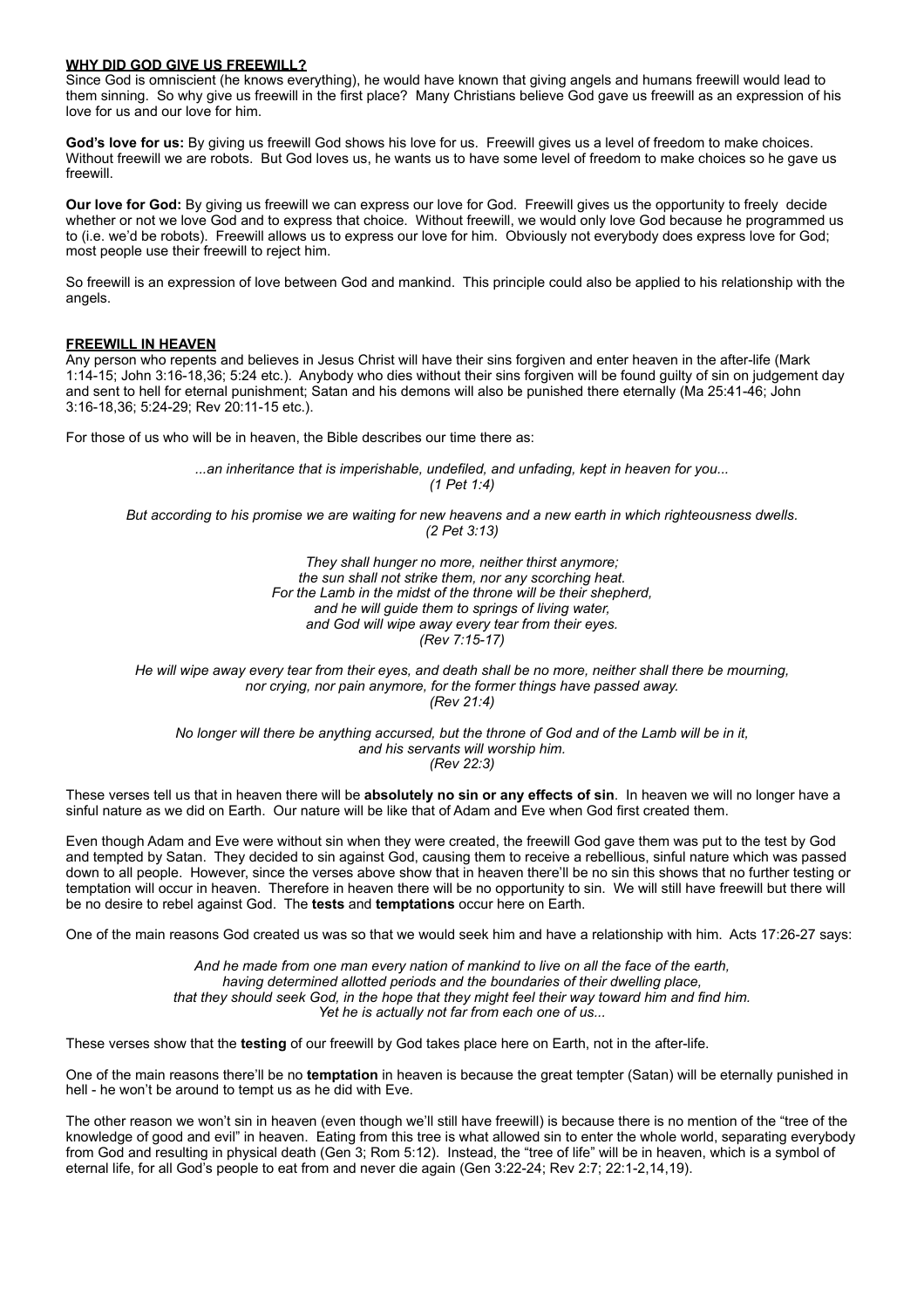## WHY DID GOD GIVE US FREEWILL?

Since God is omniscient (he knows everything), he would have known that giving angels and humans freewill would lead to them sinning. So why give us freewill in the first place? Many Christians believe God gave us freewill as an expression of his love for us and our love for him.

**God's love for us:** By giving us freewill God shows his love for us. Freewill gives us a level of freedom to make choices. Without freewill we are robots. But God loves us, he wants us to have some level of freedom to make choices so he gave us freewill.

**Our love for God:** By giving us freewill we can express our love for God. Freewill gives us the opportunity to freely decide whether or not we love God and to express that choice. Without freewill, we would only love God because he programmed us to (i.e. we'd be robots). Freewill allows us to express our love for him. Obviously not everybody does express love for God; most people use their freewill to reject him.

So freewill is an expression of love between God and mankind. This principle could also be applied to his relationship with the angels.

## FREEWILL IN HEAVEN

Any person who repents and believes in Jesus Christ will have their sins forgiven and enter heaven in the after-life (Mark 1:14-15; John 3:16-18,36; 5:24 etc.). Anybody who dies without their sins forgiven will be found guilty of sin on judgement day and sent to hell for eternal punishment; Satan and his demons will also be punished there eternally (Ma 25:41-46; John 3:16-18,36; 5:24-29; Rev 20:11-15 etc.).

For those of us who will be in heaven, the Bible describes our time there as:

*...an inheritance that is imperishable, undefiled, and unfading, kept in heaven for you...*
*(1 Pet 1:4)*

*But according to his promise we are waiting for new heavens and a new earth in which righteousness dwells.*
*(2 Pet 3:13)*

*They shall hunger no more, neither thirst anymore;*
*the sun shall not strike them, nor any scorching heat.*
*For the Lamb in the midst of the throne will be their shepherd,*
*and he will guide them to springs of living water,*
*and God will wipe away every tear from their eyes.*
*(Rev 7:15-17)*

*He will wipe away every tear from their eyes, and death shall be no more, neither shall there be mourning,*
*nor crying, nor pain anymore, for the former things have passed away.*
*(Rev 21:4)*

*No longer will there be anything accursed, but the throne of God and of the Lamb will be in it,*
*and his servants will worship him.*
*(Rev 22:3)*

These verses tell us that in heaven there will be **absolutely no sin or any effects of sin**. In heaven we will no longer have a sinful nature as we did on Earth. Our nature will be like that of Adam and Eve when God first created them.

Even though Adam and Eve were without sin when they were created, the freewill God gave them was put to the test by God and tempted by Satan. They decided to sin against God, causing them to receive a rebellious, sinful nature which was passed down to all people. However, since the verses above show that in heaven there'll be no sin this shows that no further testing or temptation will occur in heaven. Therefore in heaven there will be no opportunity to sin. We will still have freewill but there will be no desire to rebel against God. The **tests** and **temptations** occur here on Earth.

One of the main reasons God created us was so that we would seek him and have a relationship with him. Acts 17:26-27 says:

*And he made from one man every nation of mankind to live on all the face of the earth,*
*having determined allotted periods and the boundaries of their dwelling place,*
*that they should seek God, in the hope that they might feel their way toward him and find him.*
*Yet he is actually not far from each one of us...*

These verses show that the **testing** of our freewill by God takes place here on Earth, not in the after-life.

One of the main reasons there'll be no **temptation** in heaven is because the great tempter (Satan) will be eternally punished in hell - he won't be around to tempt us as he did with Eve.

The other reason we won't sin in heaven (even though we'll still have freewill) is because there is no mention of the "tree of the knowledge of good and evil" in heaven. Eating from this tree is what allowed sin to enter the whole world, separating everybody from God and resulting in physical death (Gen 3; Rom 5:12). Instead, the "tree of life" will be in heaven, which is a symbol of eternal life, for all God's people to eat from and never die again (Gen 3:22-24; Rev 2:7; 22:1-2,14,19).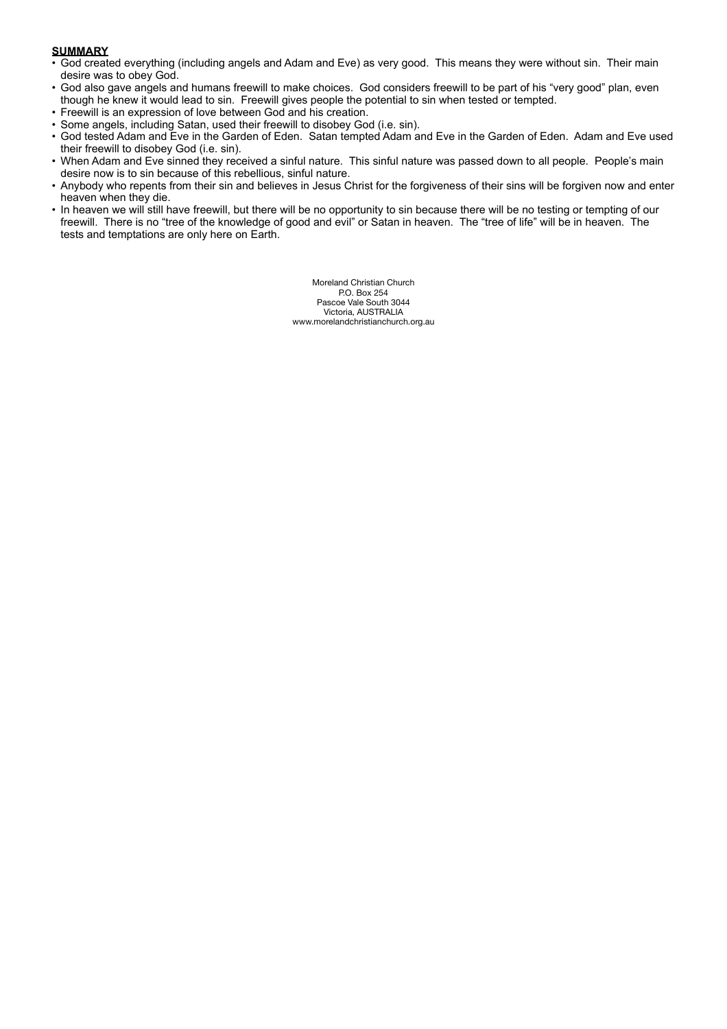**SUMMARY**

- God created everything (including angels and Adam and Eve) as very good. This means they were without sin. Their main desire was to obey God.
- God also gave angels and humans freewill to make choices. God considers freewill to be part of his "very good" plan, even though he knew it would lead to sin. Freewill gives people the potential to sin when tested or tempted.
- Freewill is an expression of love between God and his creation.
- Some angels, including Satan, used their freewill to disobey God (i.e. sin).
- God tested Adam and Eve in the Garden of Eden. Satan tempted Adam and Eve in the Garden of Eden. Adam and Eve used their freewill to disobey God (i.e. sin).
- When Adam and Eve sinned they received a sinful nature. This sinful nature was passed down to all people. People's main desire now is to sin because of this rebellious, sinful nature.
- Anybody who repents from their sin and believes in Jesus Christ for the forgiveness of their sins will be forgiven now and enter heaven when they die.
- In heaven we will still have freewill, but there will be no opportunity to sin because there will be no testing or tempting of our freewill. There is no "tree of the knowledge of good and evil" or Satan in heaven. The "tree of life" will be in heaven. The tests and temptations are only here on Earth.

Moreland Christian Church
P.O. Box 254
Pascoe Vale South 3044
Victoria, AUSTRALIA
www.morelandchristianchurch.org.au